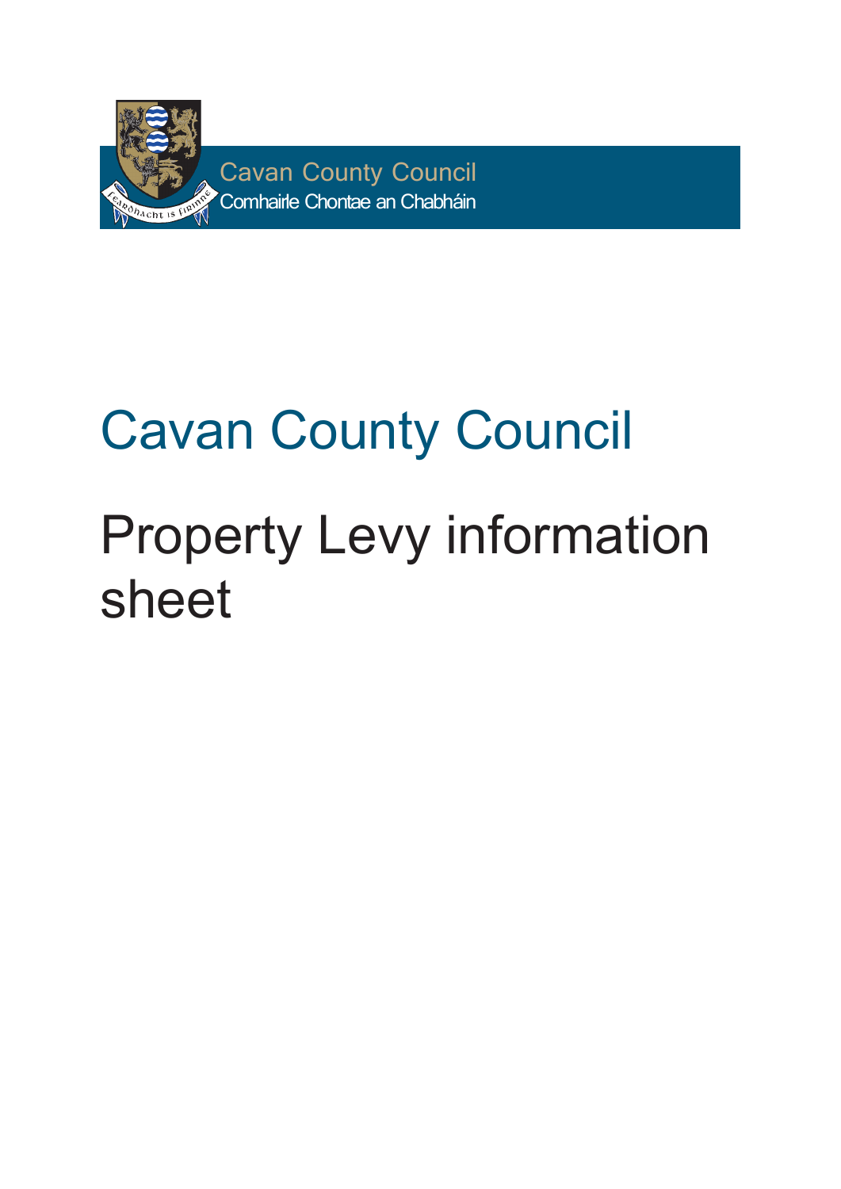Cavan County Council
Comhairle Chontae an Chabháin

# Cavan County Council

# Property Levy information sheet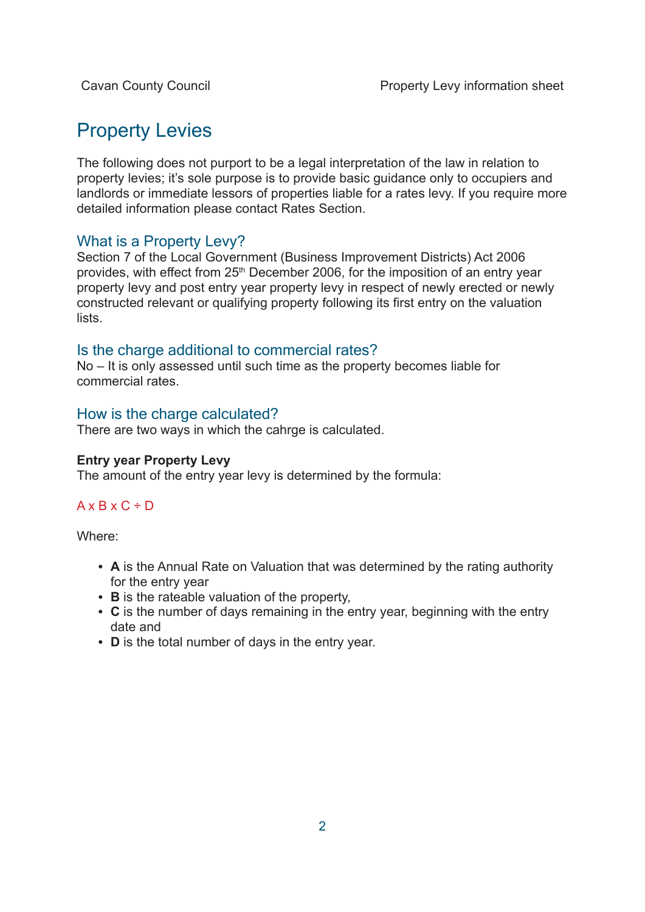# Property Levies

The following does not purport to be a legal interpretation of the law in relation to property levies; it's sole purpose is to provide basic guidance only to occupiers and landlords or immediate lessors of properties liable for a rates levy. If you require more detailed information please contact Rates Section.

## What is a Property Levy?

Section 7 of the Local Government (Business Improvement Districts) Act 2006 provides, with effect from 25th December 2006, for the imposition of an entry year property levy and post entry year property levy in respect of newly erected or newly constructed relevant or qualifying property following its first entry on the valuation lists.

## Is the charge additional to commercial rates?

No – It is only assessed until such time as the property becomes liable for commercial rates.

## How is the charge calculated?

There are two ways in which the cahrge is calculated.

**Entry year Property Levy**

The amount of the entry year levy is determined by the formula:

$A \times B \times C \div D$

Where:

- **A** is the Annual Rate on Valuation that was determined by the rating authority for the entry year
- **B** is the rateable valuation of the property,
- **C** is the number of days remaining in the entry year, beginning with the entry date and
- **D** is the total number of days in the entry year.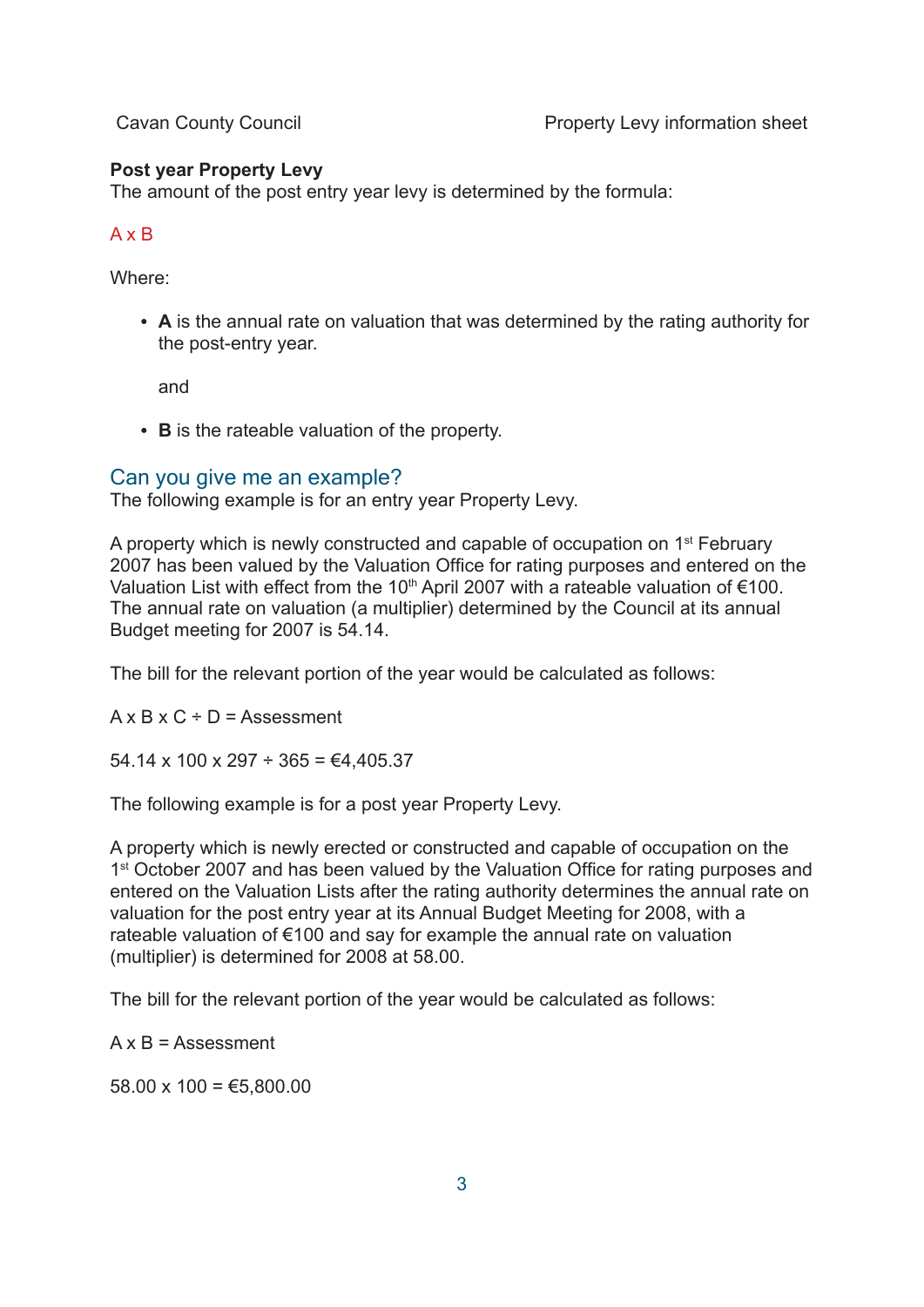**Post year Property Levy**

The amount of the post entry year levy is determined by the formula:

A x B

Where:

- **A** is the annual rate on valuation that was determined by the rating authority for the post-entry year.

  and

- **B** is the rateable valuation of the property.

## Can you give me an example?

The following example is for an entry year Property Levy.

A property which is newly constructed and capable of occupation on 1st February 2007 has been valued by the Valuation Office for rating purposes and entered on the Valuation List with effect from the 10th April 2007 with a rateable valuation of €100. The annual rate on valuation (a multiplier) determined by the Council at its annual Budget meeting for 2007 is 54.14.

The bill for the relevant portion of the year would be calculated as follows:

A x B x C ÷ D = Assessment

54.14 x 100 x 297 ÷ 365 = €4,405.37

The following example is for a post year Property Levy.

A property which is newly erected or constructed and capable of occupation on the 1st October 2007 and has been valued by the Valuation Office for rating purposes and entered on the Valuation Lists after the rating authority determines the annual rate on valuation for the post entry year at its Annual Budget Meeting for 2008, with a rateable valuation of €100 and say for example the annual rate on valuation (multiplier) is determined for 2008 at 58.00.

The bill for the relevant portion of the year would be calculated as follows:

A x B = Assessment

58.00 x 100 = €5,800.00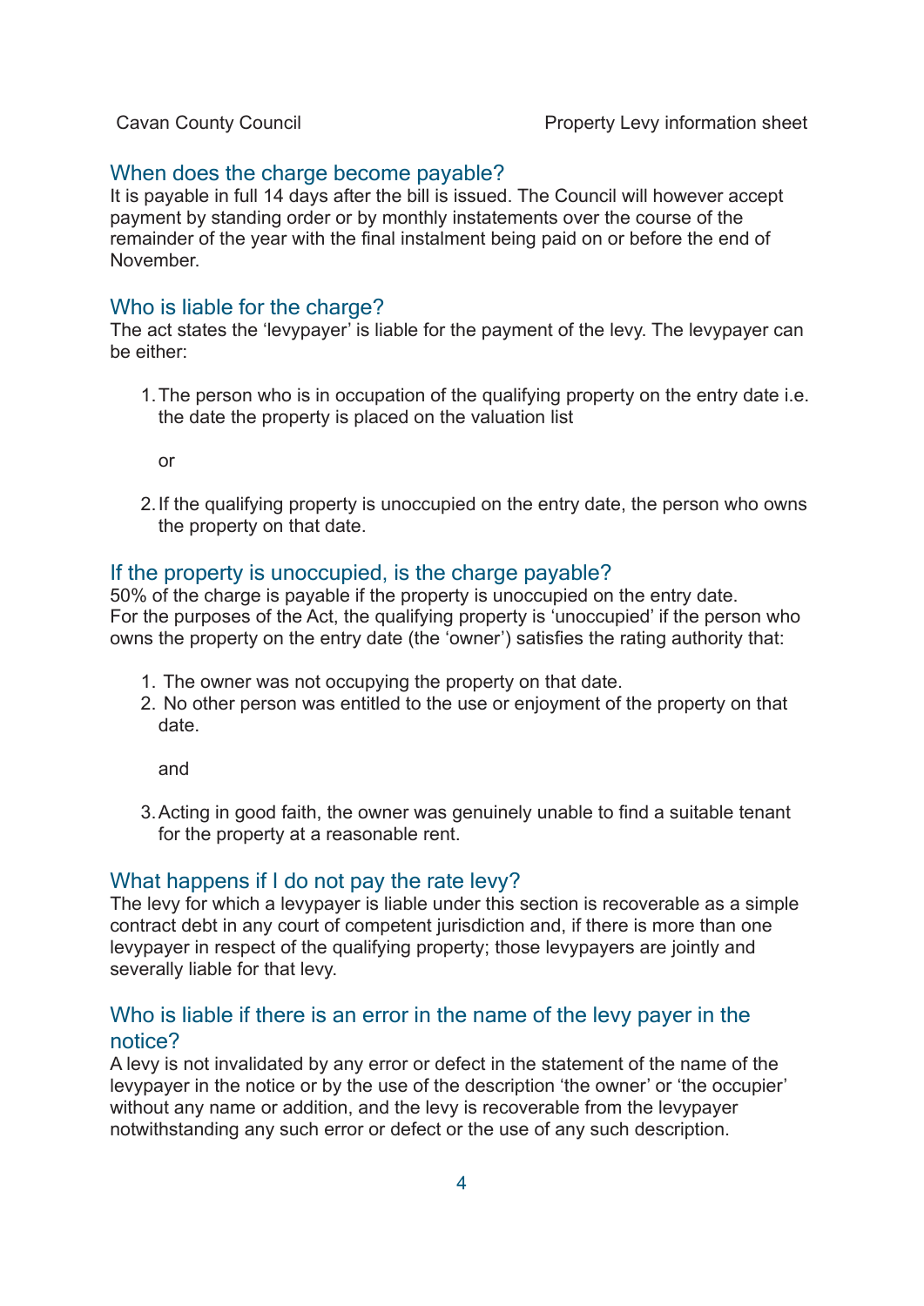## When does the charge become payable?

It is payable in full 14 days after the bill is issued. The Council will however accept payment by standing order or by monthly instatements over the course of the remainder of the year with the final instalment being paid on or before the end of November.

## Who is liable for the charge?

The act states the 'levypayer' is liable for the payment of the levy. The levypayer can be either:

1. The person who is in occupation of the qualifying property on the entry date i.e. the date the property is placed on the valuation list

   or

2. If the qualifying property is unoccupied on the entry date, the person who owns the property on that date.

## If the property is unoccupied, is the charge payable?

50% of the charge is payable if the property is unoccupied on the entry date.
For the purposes of the Act, the qualifying property is 'unoccupied' if the person who owns the property on the entry date (the 'owner') satisfies the rating authority that:

1. The owner was not occupying the property on that date.
2. No other person was entitled to the use or enjoyment of the property on that date.

   and

3. Acting in good faith, the owner was genuinely unable to find a suitable tenant for the property at a reasonable rent.

## What happens if I do not pay the rate levy?

The levy for which a levypayer is liable under this section is recoverable as a simple contract debt in any court of competent jurisdiction and, if there is more than one levypayer in respect of the qualifying property; those levypayers are jointly and severally liable for that levy.

## Who is liable if there is an error in the name of the levy payer in the notice?

A levy is not invalidated by any error or defect in the statement of the name of the levypayer in the notice or by the use of the description 'the owner' or 'the occupier' without any name or addition, and the levy is recoverable from the levypayer notwithstanding any such error or defect or the use of any such description.